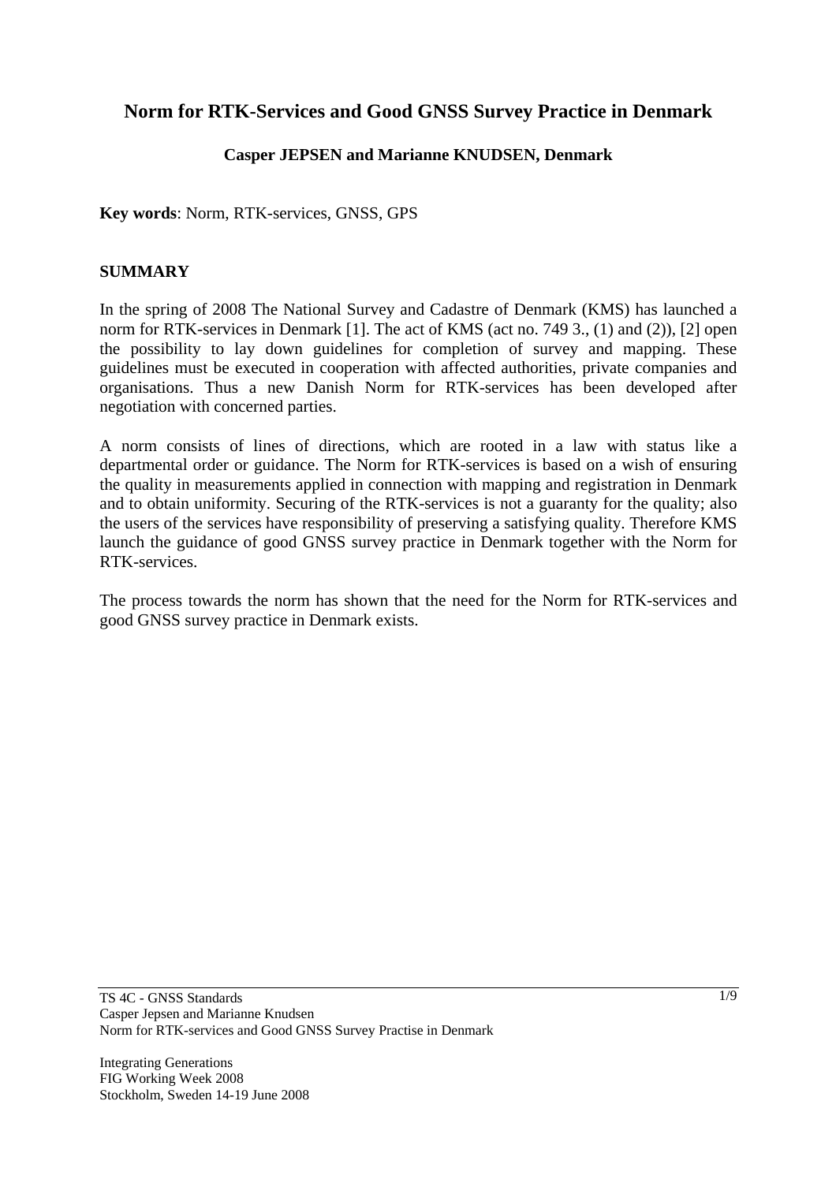# Norm for RTK-Services and Good GNSS Survey Practice in Denmark

**Casper JEPSEN and Marianne KNUDSEN, Denmark**

**Key words**: Norm, RTK-services, GNSS, GPS

## SUMMARY

In the spring of 2008 The National Survey and Cadastre of Denmark (KMS) has launched a norm for RTK-services in Denmark [1]. The act of KMS (act no. 749 3., (1) and (2)), [2] open the possibility to lay down guidelines for completion of survey and mapping. These guidelines must be executed in cooperation with affected authorities, private companies and organisations. Thus a new Danish Norm for RTK-services has been developed after negotiation with concerned parties.

A norm consists of lines of directions, which are rooted in a law with status like a departmental order or guidance. The Norm for RTK-services is based on a wish of ensuring the quality in measurements applied in connection with mapping and registration in Denmark and to obtain uniformity. Securing of the RTK-services is not a guaranty for the quality; also the users of the services have responsibility of preserving a satisfying quality. Therefore KMS launch the guidance of good GNSS survey practice in Denmark together with the Norm for RTK-services.

The process towards the norm has shown that the need for the Norm for RTK-services and good GNSS survey practice in Denmark exists.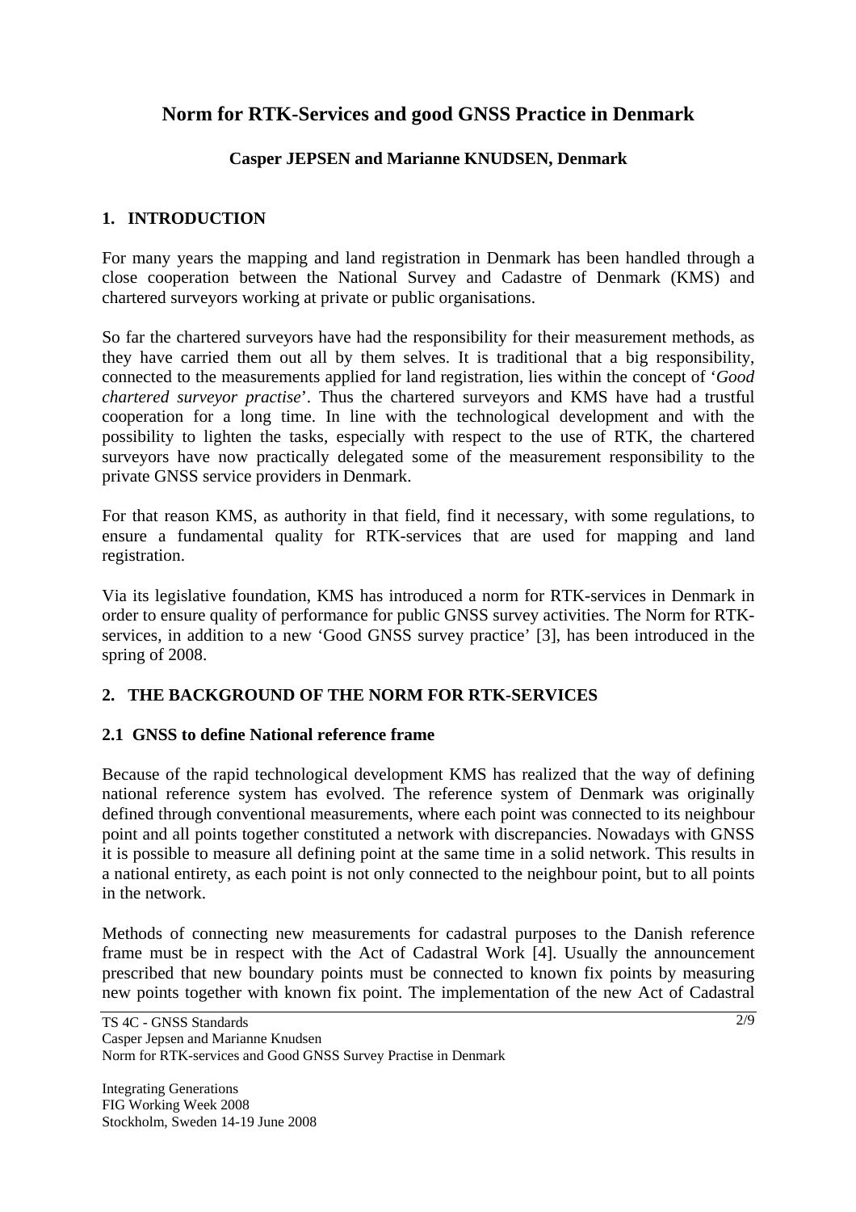# Norm for RTK-Services and good GNSS Practice in Denmark

**Casper JEPSEN and Marianne KNUDSEN, Denmark**

## 1. INTRODUCTION

For many years the mapping and land registration in Denmark has been handled through a close cooperation between the National Survey and Cadastre of Denmark (KMS) and chartered surveyors working at private or public organisations.

So far the chartered surveyors have had the responsibility for their measurement methods, as they have carried them out all by them selves. It is traditional that a big responsibility, connected to the measurements applied for land registration, lies within the concept of '*Good chartered surveyor practise*'. Thus the chartered surveyors and KMS have had a trustful cooperation for a long time. In line with the technological development and with the possibility to lighten the tasks, especially with respect to the use of RTK, the chartered surveyors have now practically delegated some of the measurement responsibility to the private GNSS service providers in Denmark.

For that reason KMS, as authority in that field, find it necessary, with some regulations, to ensure a fundamental quality for RTK-services that are used for mapping and land registration.

Via its legislative foundation, KMS has introduced a norm for RTK-services in Denmark in order to ensure quality of performance for public GNSS survey activities. The Norm for RTK-services, in addition to a new 'Good GNSS survey practice' [3], has been introduced in the spring of 2008.

## 2. THE BACKGROUND OF THE NORM FOR RTK-SERVICES

### 2.1 GNSS to define National reference frame

Because of the rapid technological development KMS has realized that the way of defining national reference system has evolved. The reference system of Denmark was originally defined through conventional measurements, where each point was connected to its neighbour point and all points together constituted a network with discrepancies. Nowadays with GNSS it is possible to measure all defining point at the same time in a solid network. This results in a national entirety, as each point is not only connected to the neighbour point, but to all points in the network.

Methods of connecting new measurements for cadastral purposes to the Danish reference frame must be in respect with the Act of Cadastral Work [4]. Usually the announcement prescribed that new boundary points must be connected to known fix points by measuring new points together with known fix point. The implementation of the new Act of Cadastral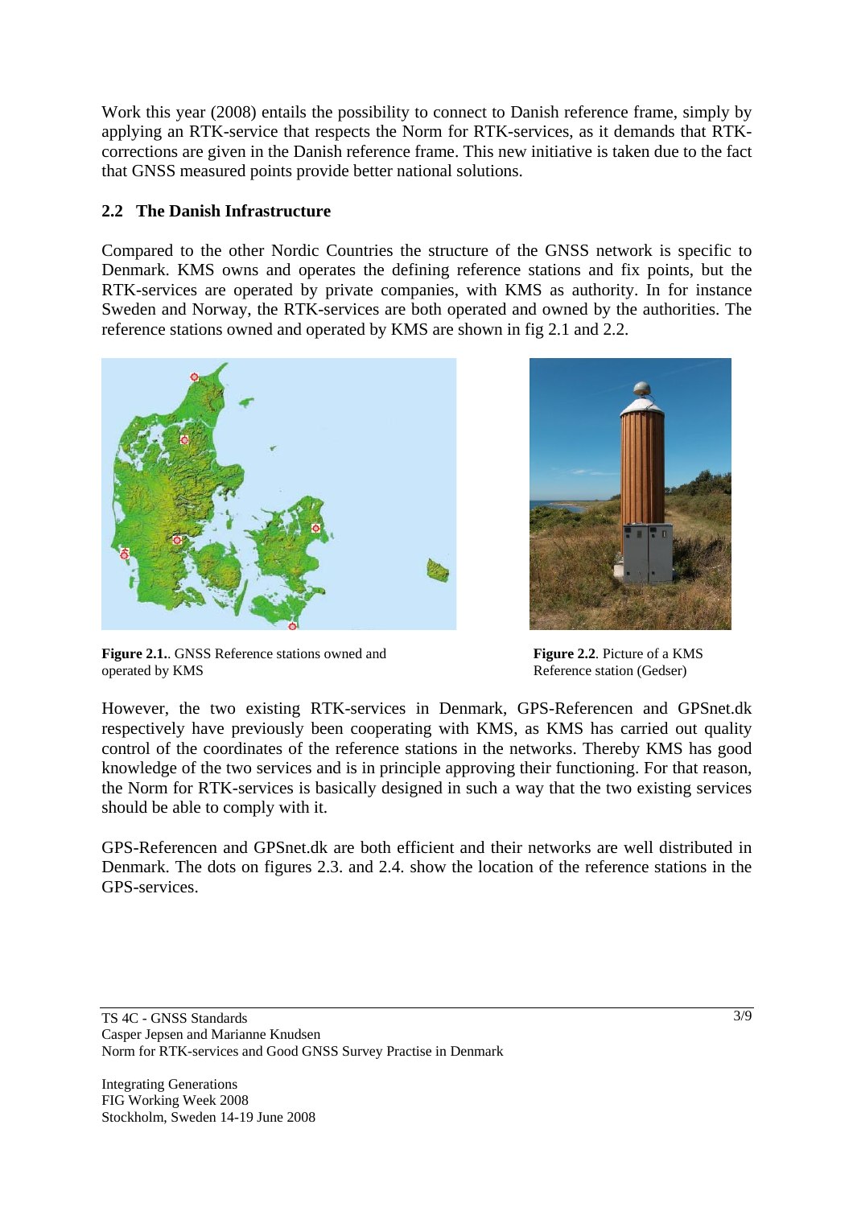Work this year (2008) entails the possibility to connect to Danish reference frame, simply by applying an RTK-service that respects the Norm for RTK-services, as it demands that RTK-corrections are given in the Danish reference frame. This new initiative is taken due to the fact that GNSS measured points provide better national solutions.

## 2.2 The Danish Infrastructure

Compared to the other Nordic Countries the structure of the GNSS network is specific to Denmark. KMS owns and operates the defining reference stations and fix points, but the RTK-services are operated by private companies, with KMS as authority. In for instance Sweden and Norway, the RTK-services are both operated and owned by the authorities. The reference stations owned and operated by KMS are shown in fig 2.1 and 2.2.

**Figure 2.1.**. GNSS Reference stations owned and operated by KMS

**Figure 2.2**. Picture of a KMS Reference station (Gedser)

However, the two existing RTK-services in Denmark, GPS-Referencen and GPSnet.dk respectively have previously been cooperating with KMS, as KMS has carried out quality control of the coordinates of the reference stations in the networks. Thereby KMS has good knowledge of the two services and is in principle approving their functioning. For that reason, the Norm for RTK-services is basically designed in such a way that the two existing services should be able to comply with it.

GPS-Referencen and GPSnet.dk are both efficient and their networks are well distributed in Denmark. The dots on figures 2.3. and 2.4. show the location of the reference stations in the GPS-services.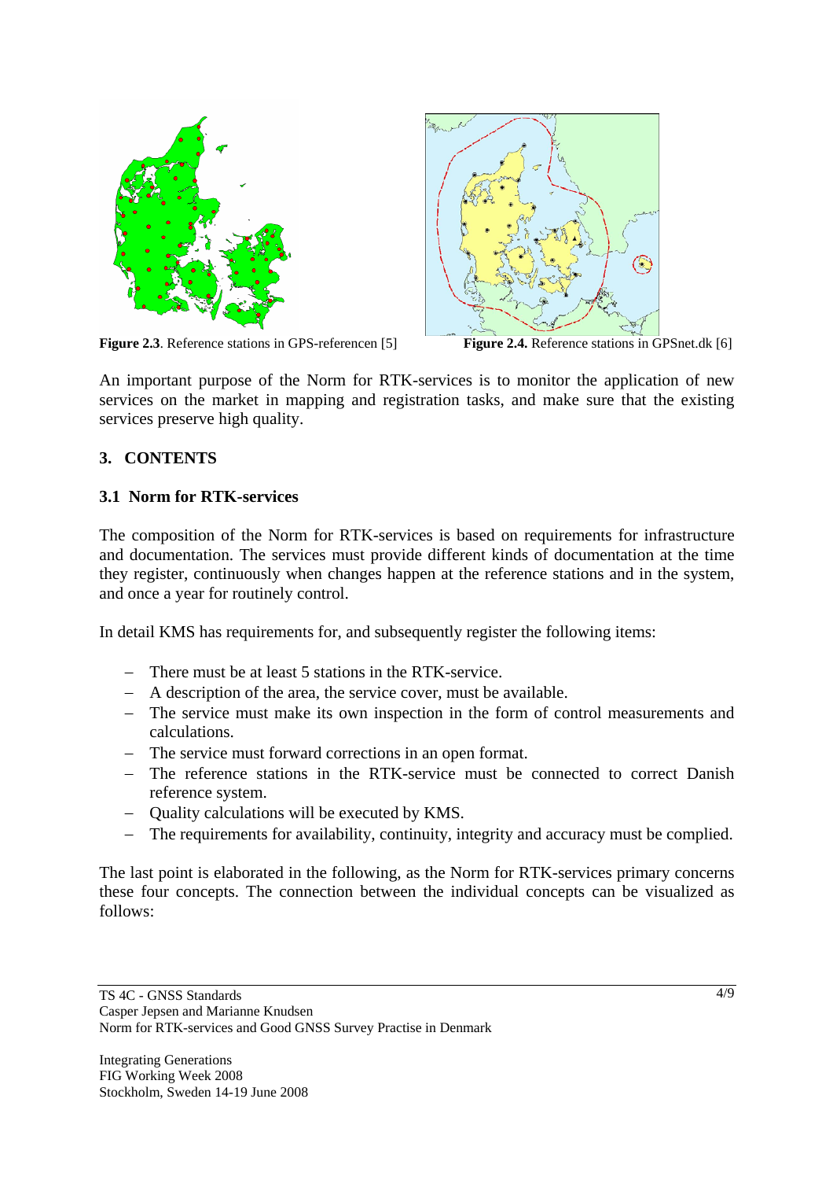**Figure 2.3**. Reference stations in GPS-referencen [5]

**Figure 2.4.** Reference stations in GPSnet.dk [6]

An important purpose of the Norm for RTK-services is to monitor the application of new services on the market in mapping and registration tasks, and make sure that the existing services preserve high quality.

## 3. CONTENTS

### 3.1 Norm for RTK-services

The composition of the Norm for RTK-services is based on requirements for infrastructure and documentation. The services must provide different kinds of documentation at the time they register, continuously when changes happen at the reference stations and in the system, and once a year for routinely control.

In detail KMS has requirements for, and subsequently register the following items:

- There must be at least 5 stations in the RTK-service.
- A description of the area, the service cover, must be available.
- The service must make its own inspection in the form of control measurements and calculations.
- The service must forward corrections in an open format.
- The reference stations in the RTK-service must be connected to correct Danish reference system.
- Quality calculations will be executed by KMS.
- The requirements for availability, continuity, integrity and accuracy must be complied.

The last point is elaborated in the following, as the Norm for RTK-services primary concerns these four concepts. The connection between the individual concepts can be visualized as follows: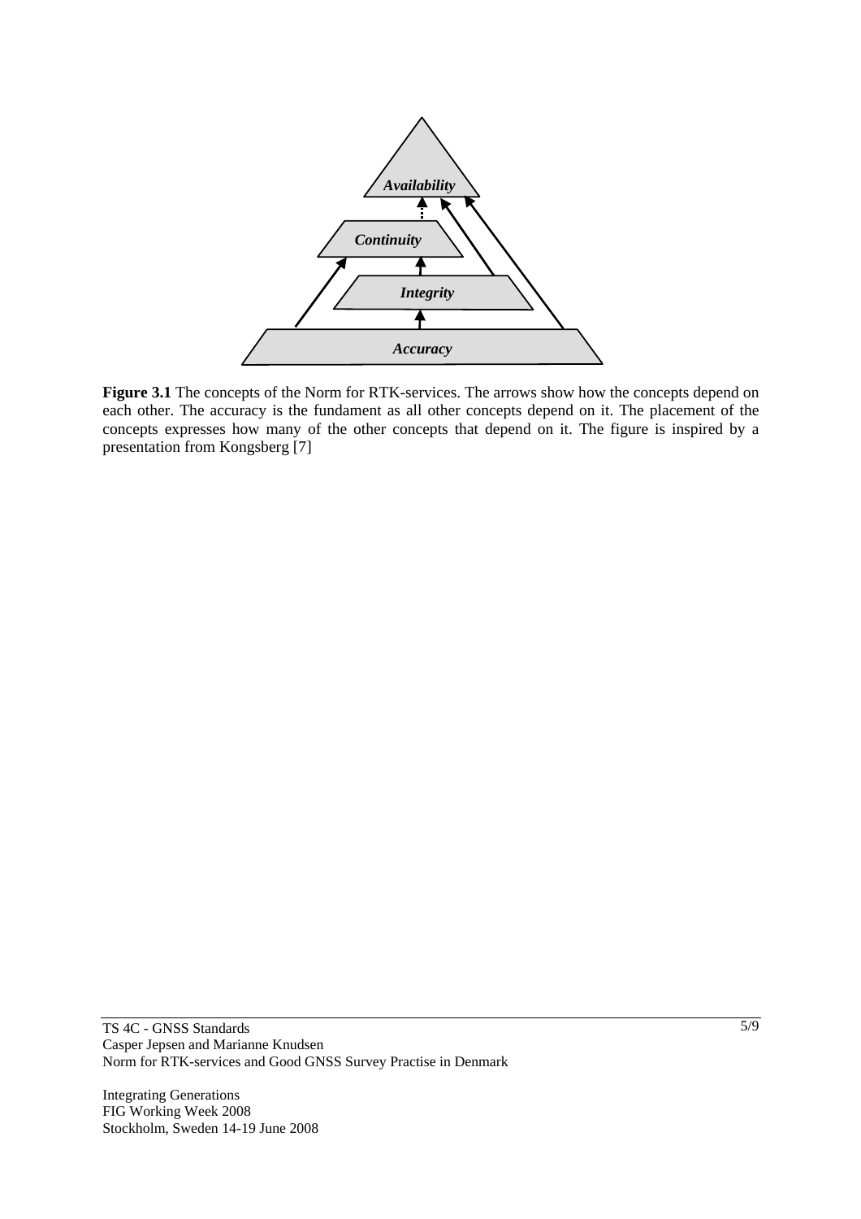**Figure 3.1** The concepts of the Norm for RTK-services. The arrows show how the concepts depend on each other. The accuracy is the fundament as all other concepts depend on it. The placement of the concepts expresses how many of the other concepts that depend on it. The figure is inspired by a presentation from Kongsberg [7]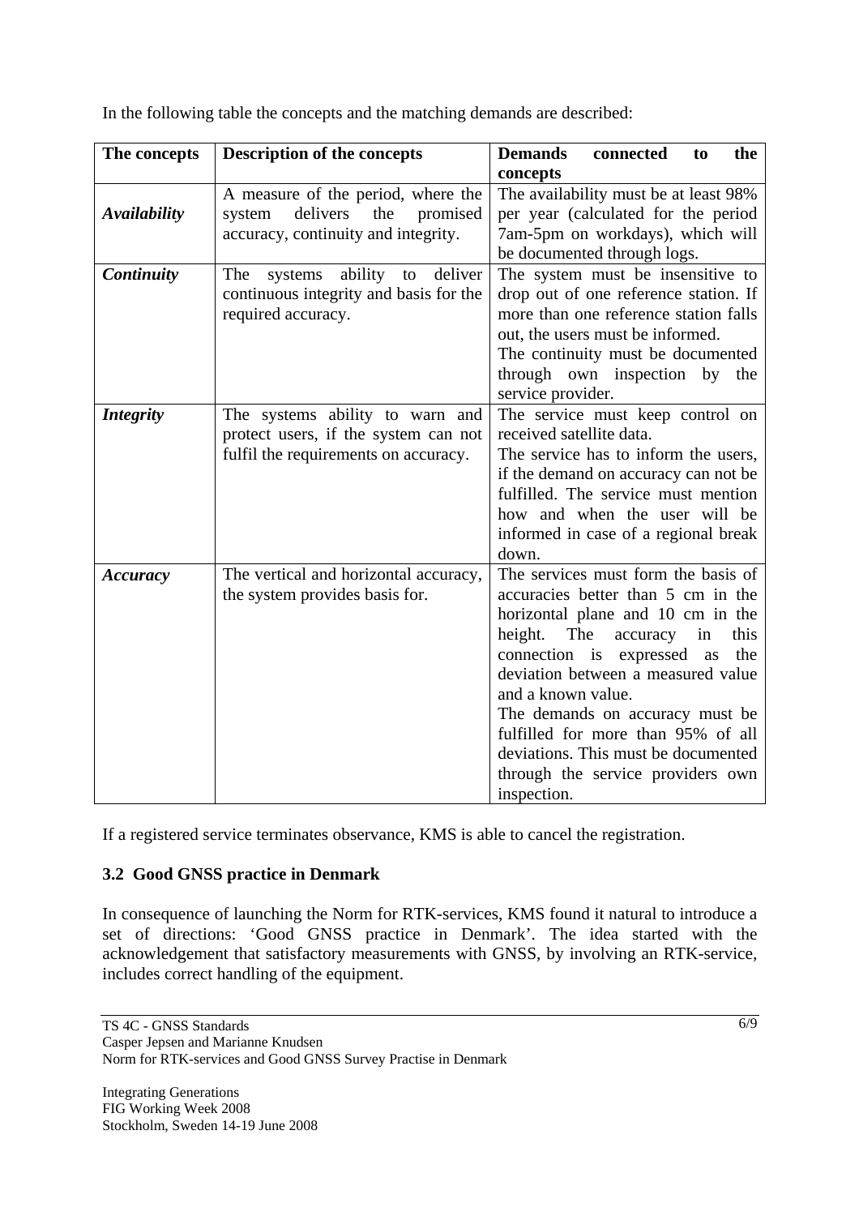In the following table the concepts and the matching demands are described:

| The concepts | Description of the concepts | Demands connected to the concepts |
|---|---|---|
| ***Availability*** | A measure of the period, where the system delivers the promised accuracy, continuity and integrity. | The availability must be at least 98% per year (calculated for the period 7am-5pm on workdays), which will be documented through logs. |
| ***Continuity*** | The systems ability to deliver continuous integrity and basis for the required accuracy. | The system must be insensitive to drop out of one reference station. If more than one reference station falls out, the users must be informed. The continuity must be documented through own inspection by the service provider. |
| ***Integrity*** | The systems ability to warn and protect users, if the system can not fulfil the requirements on accuracy. | The service must keep control on received satellite data. The service has to inform the users, if the demand on accuracy can not be fulfilled. The service must mention how and when the user will be informed in case of a regional break down. |
| ***Accuracy*** | The vertical and horizontal accuracy, the system provides basis for. | The services must form the basis of accuracies better than 5 cm in the horizontal plane and 10 cm in the height. The accuracy in this connection is expressed as the deviation between a measured value and a known value. The demands on accuracy must be fulfilled for more than 95% of all deviations. This must be documented through the service providers own inspection. |

If a registered service terminates observance, KMS is able to cancel the registration.

### 3.2 Good GNSS practice in Denmark

In consequence of launching the Norm for RTK-services, KMS found it natural to introduce a set of directions: 'Good GNSS practice in Denmark'. The idea started with the acknowledgement that satisfactory measurements with GNSS, by involving an RTK-service, includes correct handling of the equipment.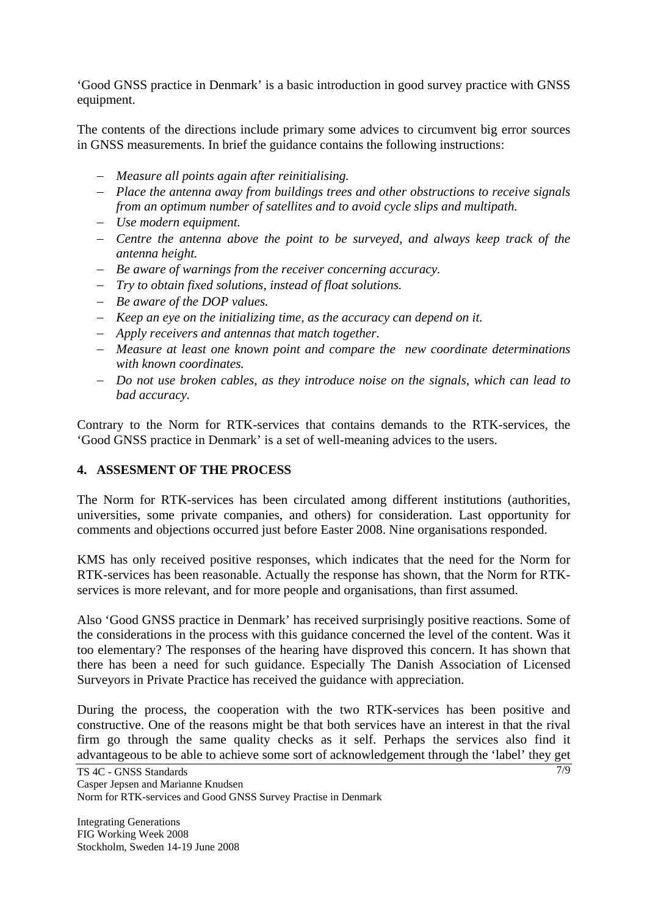'Good GNSS practice in Denmark' is a basic introduction in good survey practice with GNSS equipment.

The contents of the directions include primary some advices to circumvent big error sources in GNSS measurements. In brief the guidance contains the following instructions:

- *Measure all points again after reinitialising.*
- *Place the antenna away from buildings trees and other obstructions to receive signals from an optimum number of satellites and to avoid cycle slips and multipath.*
- *Use modern equipment.*
- *Centre the antenna above the point to be surveyed, and always keep track of the antenna height.*
- *Be aware of warnings from the receiver concerning accuracy.*
- *Try to obtain fixed solutions, instead of float solutions.*
- *Be aware of the DOP values.*
- *Keep an eye on the initializing time, as the accuracy can depend on it.*
- *Apply receivers and antennas that match together.*
- *Measure at least one known point and compare the new coordinate determinations with known coordinates.*
- *Do not use broken cables, as they introduce noise on the signals, which can lead to bad accuracy.*

Contrary to the Norm for RTK-services that contains demands to the RTK-services, the 'Good GNSS practice in Denmark' is a set of well-meaning advices to the users.

## 4. ASSESMENT OF THE PROCESS

The Norm for RTK-services has been circulated among different institutions (authorities, universities, some private companies, and others) for consideration. Last opportunity for comments and objections occurred just before Easter 2008. Nine organisations responded.

KMS has only received positive responses, which indicates that the need for the Norm for RTK-services has been reasonable. Actually the response has shown, that the Norm for RTK-services is more relevant, and for more people and organisations, than first assumed.

Also 'Good GNSS practice in Denmark' has received surprisingly positive reactions. Some of the considerations in the process with this guidance concerned the level of the content. Was it too elementary? The responses of the hearing have disproved this concern. It has shown that there has been a need for such guidance. Especially The Danish Association of Licensed Surveyors in Private Practice has received the guidance with appreciation.

During the process, the cooperation with the two RTK-services has been positive and constructive. One of the reasons might be that both services have an interest in that the rival firm go through the same quality checks as it self. Perhaps the services also find it advantageous to be able to achieve some sort of acknowledgement through the 'label' they get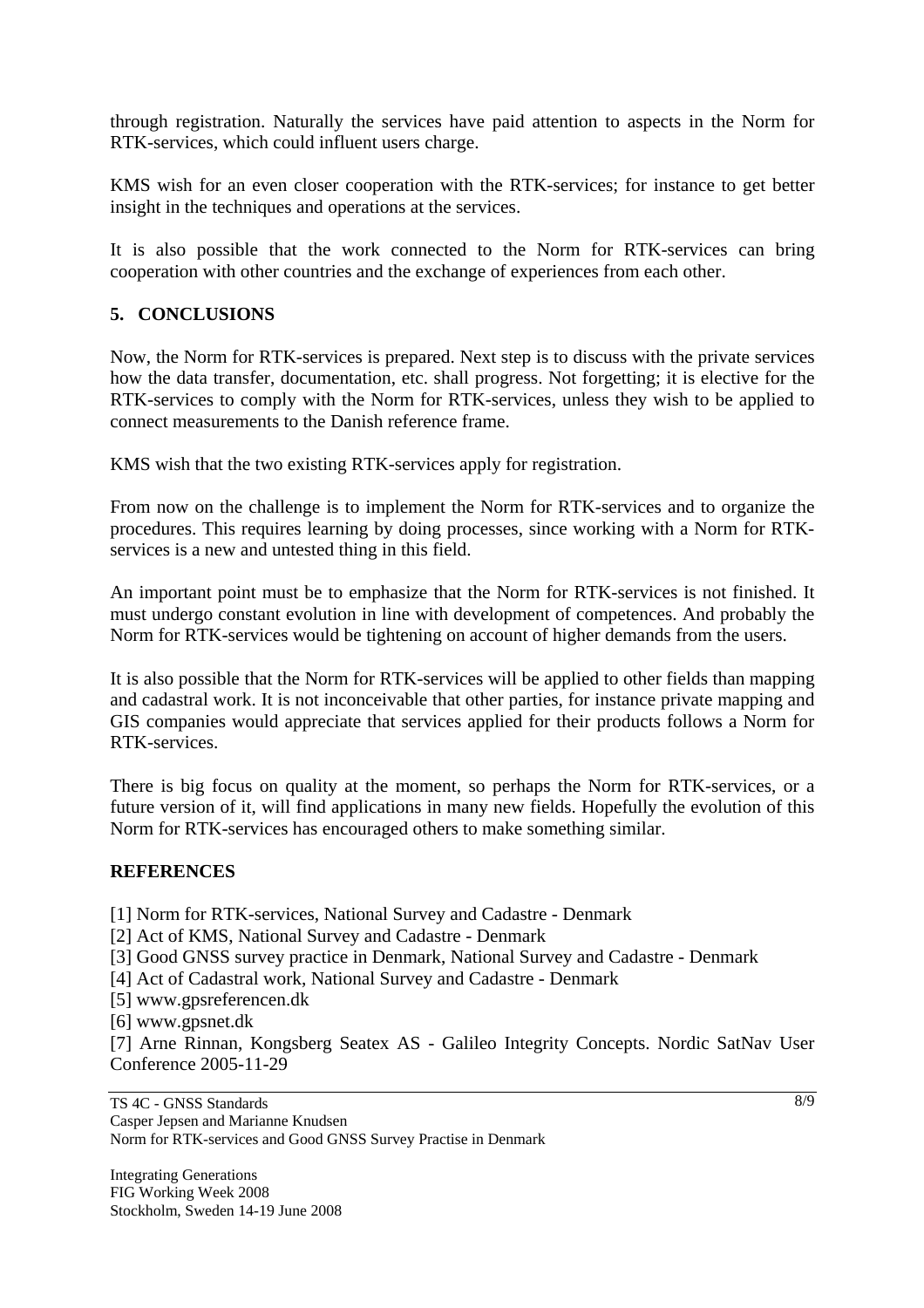through registration. Naturally the services have paid attention to aspects in the Norm for RTK-services, which could influent users charge.

KMS wish for an even closer cooperation with the RTK-services; for instance to get better insight in the techniques and operations at the services.

It is also possible that the work connected to the Norm for RTK-services can bring cooperation with other countries and the exchange of experiences from each other.

## 5. CONCLUSIONS

Now, the Norm for RTK-services is prepared. Next step is to discuss with the private services how the data transfer, documentation, etc. shall progress. Not forgetting; it is elective for the RTK-services to comply with the Norm for RTK-services, unless they wish to be applied to connect measurements to the Danish reference frame.

KMS wish that the two existing RTK-services apply for registration.

From now on the challenge is to implement the Norm for RTK-services and to organize the procedures. This requires learning by doing processes, since working with a Norm for RTK-services is a new and untested thing in this field.

An important point must be to emphasize that the Norm for RTK-services is not finished. It must undergo constant evolution in line with development of competences. And probably the Norm for RTK-services would be tightening on account of higher demands from the users.

It is also possible that the Norm for RTK-services will be applied to other fields than mapping and cadastral work. It is not inconceivable that other parties, for instance private mapping and GIS companies would appreciate that services applied for their products follows a Norm for RTK-services.

There is big focus on quality at the moment, so perhaps the Norm for RTK-services, or a future version of it, will find applications in many new fields. Hopefully the evolution of this Norm for RTK-services has encouraged others to make something similar.

## REFERENCES

[1] Norm for RTK-services, National Survey and Cadastre - Denmark
[2] Act of KMS, National Survey and Cadastre - Denmark
[3] Good GNSS survey practice in Denmark, National Survey and Cadastre - Denmark
[4] Act of Cadastral work, National Survey and Cadastre - Denmark
[5] www.gpsreferencen.dk
[6] www.gpsnet.dk
[7] Arne Rinnan, Kongsberg Seatex AS - Galileo Integrity Concepts. Nordic SatNav User Conference 2005-11-29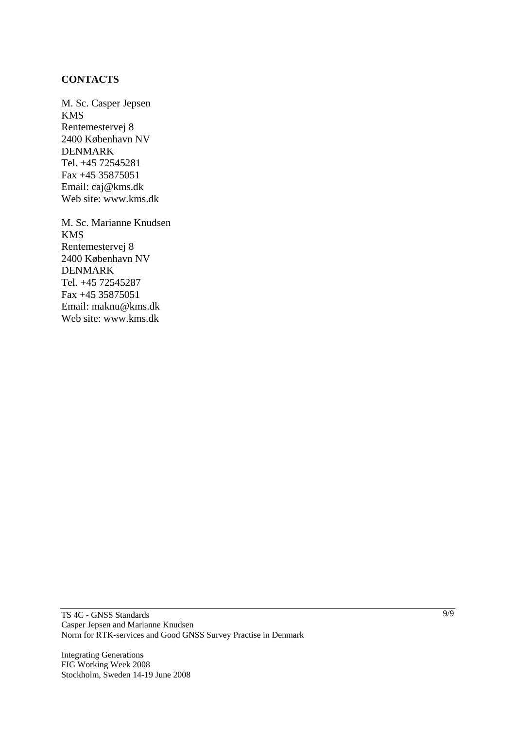## CONTACTS

M. Sc. Casper Jepsen
KMS
Rentemestervej 8
2400 København NV
DENMARK
Tel. +45 72545281
Fax +45 35875051
Email: caj@kms.dk
Web site: www.kms.dk

M. Sc. Marianne Knudsen
KMS
Rentemestervej 8
2400 København NV
DENMARK
Tel. +45 72545287
Fax +45 35875051
Email: maknu@kms.dk
Web site: www.kms.dk